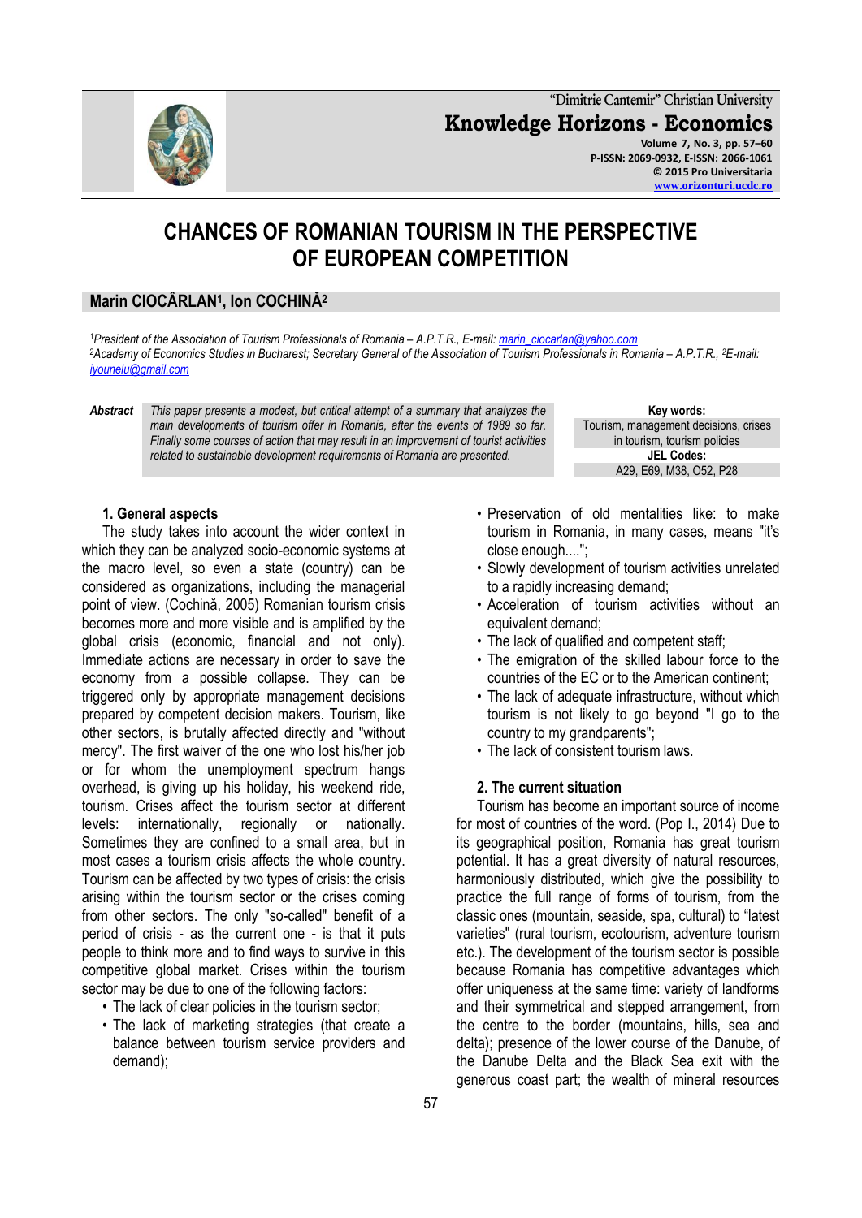"Dimitrie Cantemir" Christian University

**Knowledge Horizons - Economics**

Volume 7, No. 3, pp. 57–60
P-ISSN: 2069-0932, E-ISSN: 2066-1061
© 2015 Pro Universitaria
www.orizonturi.ucdc.ro

# CHANCES OF ROMANIAN TOURISM IN THE PERSPECTIVE OF EUROPEAN COMPETITION

**Marin CIOCÂRLAN[1], Ion COCHINĂ[2]**

[1]*President of the Association of Tourism Professionals of Romania – A.P.T.R., E-mail: marin_ciocarlan@yahoo.com*
[2]*Academy of Economics Studies in Bucharest; Secretary General of the Association of Tourism Professionals in Romania – A.P.T.R., [2]E-mail: iyounelu@gmail.com*

***Abstract*** *This paper presents a modest, but critical attempt of a summary that analyzes the main developments of tourism offer in Romania, after the events of 1989 so far. Finally some courses of action that may result in an improvement of tourist activities related to sustainable development requirements of Romania are presented.*

**Key words:**
Tourism, management decisions, crises in tourism, tourism policies

**JEL Codes:**
A29, E69, M38, O52, P28

## 1. General aspects

The study takes into account the wider context in which they can be analyzed socio-economic systems at the macro level, so even a state (country) can be considered as organizations, including the managerial point of view. (Cochină, 2005) Romanian tourism crisis becomes more and more visible and is amplified by the global crisis (economic, financial and not only). Immediate actions are necessary in order to save the economy from a possible collapse. They can be triggered only by appropriate management decisions prepared by competent decision makers. Tourism, like other sectors, is brutally affected directly and "without mercy". The first waiver of the one who lost his/her job or for whom the unemployment spectrum hangs overhead, is giving up his holiday, his weekend ride, tourism. Crises affect the tourism sector at different levels: internationally, regionally or nationally. Sometimes they are confined to a small area, but in most cases a tourism crisis affects the whole country. Tourism can be affected by two types of crisis: the crisis arising within the tourism sector or the crises coming from other sectors. The only "so-called" benefit of a period of crisis - as the current one - is that it puts people to think more and to find ways to survive in this competitive global market. Crises within the tourism sector may be due to one of the following factors:

- The lack of clear policies in the tourism sector;
- The lack of marketing strategies (that create a balance between tourism service providers and demand);
- Preservation of old mentalities like: to make tourism in Romania, in many cases, means "it's close enough....";
- Slowly development of tourism activities unrelated to a rapidly increasing demand;
- Acceleration of tourism activities without an equivalent demand;
- The lack of qualified and competent staff;
- The emigration of the skilled labour force to the countries of the EC or to the American continent;
- The lack of adequate infrastructure, without which tourism is not likely to go beyond "I go to the country to my grandparents";
- The lack of consistent tourism laws.

## 2. The current situation

Tourism has become an important source of income for most of countries of the word. (Pop I., 2014) Due to its geographical position, Romania has great tourism potential. It has a great diversity of natural resources, harmoniously distributed, which give the possibility to practice the full range of forms of tourism, from the classic ones (mountain, seaside, spa, cultural) to "latest varieties" (rural tourism, ecotourism, adventure tourism etc.). The development of the tourism sector is possible because Romania has competitive advantages which offer uniqueness at the same time: variety of landforms and their symmetrical and stepped arrangement, from the centre to the border (mountains, hills, sea and delta); presence of the lower course of the Danube, of the Danube Delta and the Black Sea exit with the generous coast part; the wealth of mineral resources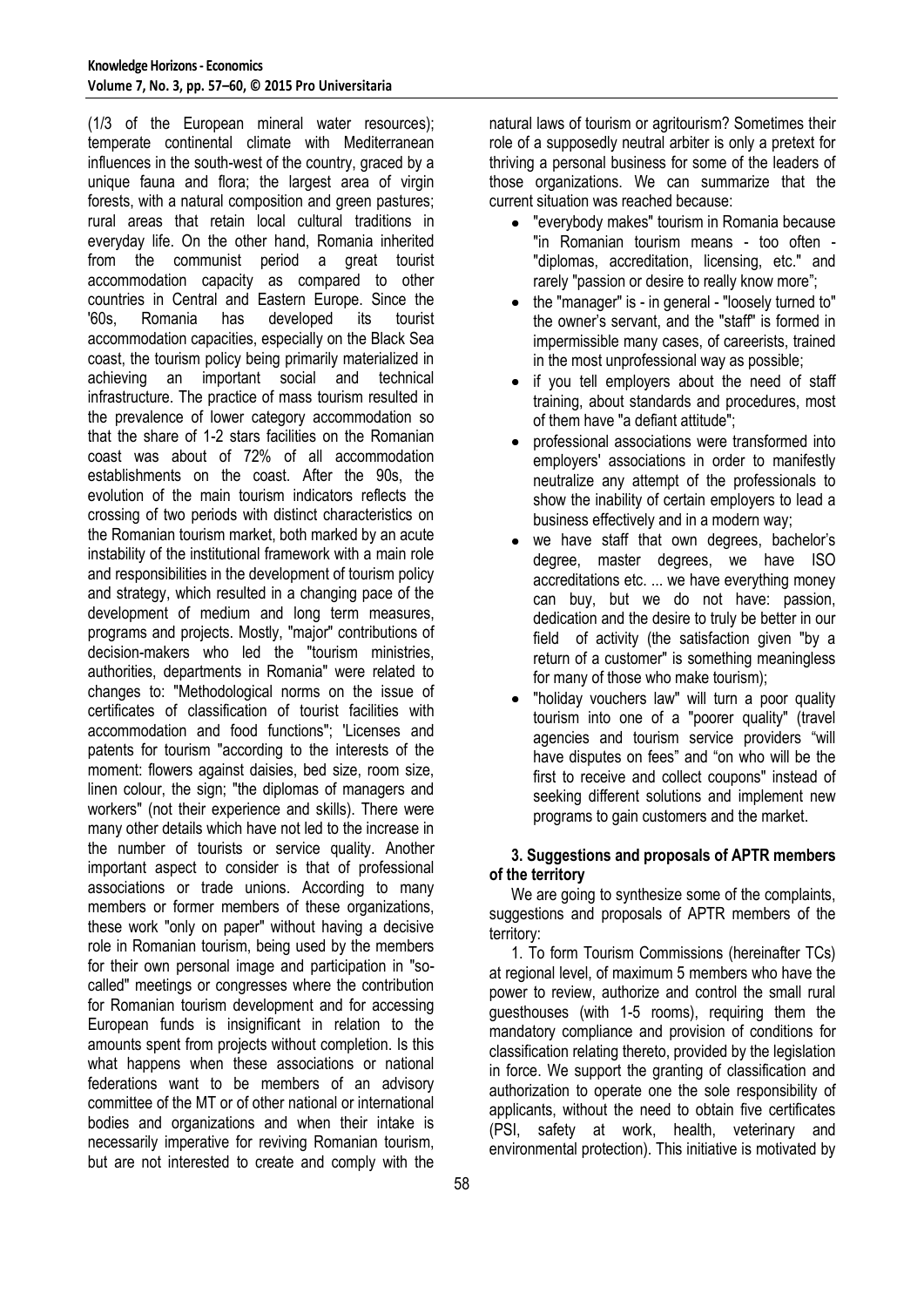(1/3 of the European mineral water resources); temperate continental climate with Mediterranean influences in the south-west of the country, graced by a unique fauna and flora; the largest area of virgin forests, with a natural composition and green pastures; rural areas that retain local cultural traditions in everyday life. On the other hand, Romania inherited from the communist period a great tourist accommodation capacity as compared to other countries in Central and Eastern Europe. Since the '60s, Romania has developed its tourist accommodation capacities, especially on the Black Sea coast, the tourism policy being primarily materialized in achieving an important social and technical infrastructure. The practice of mass tourism resulted in the prevalence of lower category accommodation so that the share of 1-2 stars facilities on the Romanian coast was about of 72% of all accommodation establishments on the coast. After the 90s, the evolution of the main tourism indicators reflects the crossing of two periods with distinct characteristics on the Romanian tourism market, both marked by an acute instability of the institutional framework with a main role and responsibilities in the development of tourism policy and strategy, which resulted in a changing pace of the development of medium and long term measures, programs and projects. Mostly, "major" contributions of decision-makers who led the "tourism ministries, authorities, departments in Romania" were related to changes to: "Methodological norms on the issue of certificates of classification of tourist facilities with accommodation and food functions"; 'Licenses and patents for tourism "according to the interests of the moment: flowers against daisies, bed size, room size, linen colour, the sign; "the diplomas of managers and workers" (not their experience and skills). There were many other details which have not led to the increase in the number of tourists or service quality. Another important aspect to consider is that of professional associations or trade unions. According to many members or former members of these organizations, these work "only on paper" without having a decisive role in Romanian tourism, being used by the members for their own personal image and participation in "so-called" meetings or congresses where the contribution for Romanian tourism development and for accessing European funds is insignificant in relation to the amounts spent from projects without completion. Is this what happens when these associations or national federations want to be members of an advisory committee of the MT or of other national or international bodies and organizations and when their intake is necessarily imperative for reviving Romanian tourism, but are not interested to create and comply with the natural laws of tourism or agritourism? Sometimes their role of a supposedly neutral arbiter is only a pretext for thriving a personal business for some of the leaders of those organizations. We can summarize that the current situation was reached because:

- "everybody makes" tourism in Romania because "in Romanian tourism means - too often - "diplomas, accreditation, licensing, etc." and rarely "passion or desire to really know more";
- the "manager" is - in general - "loosely turned to" the owner's servant, and the "staff" is formed in impermissible many cases, of careerists, trained in the most unprofessional way as possible;
- if you tell employers about the need of staff training, about standards and procedures, most of them have "a defiant attitude";
- professional associations were transformed into employers' associations in order to manifestly neutralize any attempt of the professionals to show the inability of certain employers to lead a business effectively and in a modern way;
- we have staff that own degrees, bachelor's degree, master degrees, we have ISO accreditations etc. ... we have everything money can buy, but we do not have: passion, dedication and the desire to truly be better in our field of activity (the satisfaction given "by a return of a customer" is something meaningless for many of those who make tourism);
- "holiday vouchers law" will turn a poor quality tourism into one of a "poorer quality" (travel agencies and tourism service providers "will have disputes on fees" and "on who will be the first to receive and collect coupons" instead of seeking different solutions and implement new programs to gain customers and the market.

### 3. Suggestions and proposals of APTR members of the territory

We are going to synthesize some of the complaints, suggestions and proposals of APTR members of the territory:

1. To form Tourism Commissions (hereinafter TCs) at regional level, of maximum 5 members who have the power to review, authorize and control the small rural guesthouses (with 1-5 rooms), requiring them the mandatory compliance and provision of conditions for classification relating thereto, provided by the legislation in force. We support the granting of classification and authorization to operate one the sole responsibility of applicants, without the need to obtain five certificates (PSI, safety at work, health, veterinary and environmental protection). This initiative is motivated by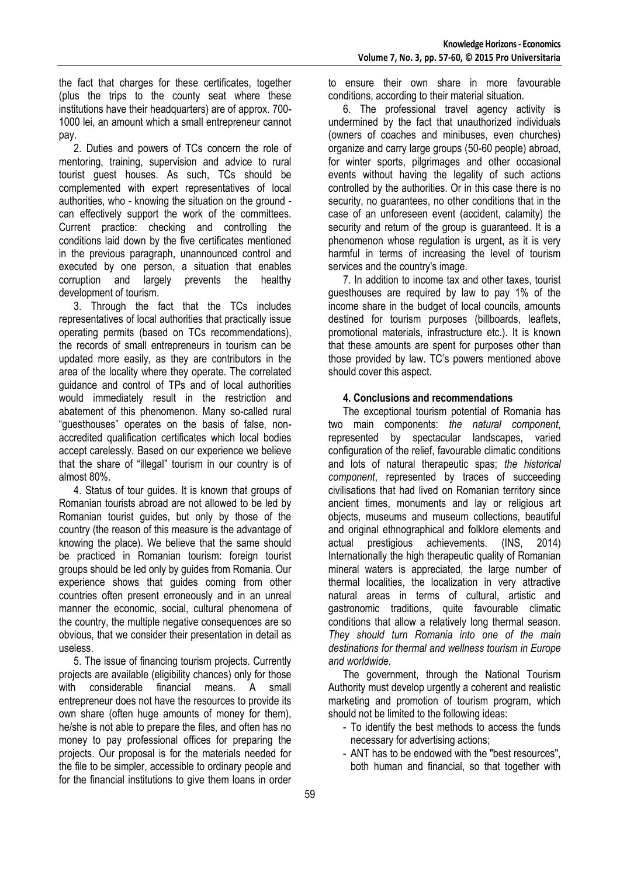the fact that charges for these certificates, together (plus the trips to the county seat where these institutions have their headquarters) are of approx. 700-1000 lei, an amount which a small entrepreneur cannot pay.

2. Duties and powers of TCs concern the role of mentoring, training, supervision and advice to rural tourist guest houses. As such, TCs should be complemented with expert representatives of local authorities, who - knowing the situation on the ground - can effectively support the work of the committees. Current practice: checking and controlling the conditions laid down by the five certificates mentioned in the previous paragraph, unannounced control and executed by one person, a situation that enables corruption and largely prevents the healthy development of tourism.

3. Through the fact that the TCs includes representatives of local authorities that practically issue operating permits (based on TCs recommendations), the records of small entrepreneurs in tourism can be updated more easily, as they are contributors in the area of the locality where they operate. The correlated guidance and control of TPs and of local authorities would immediately result in the restriction and abatement of this phenomenon. Many so-called rural "guesthouses" operates on the basis of false, non-accredited qualification certificates which local bodies accept carelessly. Based on our experience we believe that the share of "illegal" tourism in our country is of almost 80%.

4. Status of tour guides. It is known that groups of Romanian tourists abroad are not allowed to be led by Romanian tourist guides, but only by those of the country (the reason of this measure is the advantage of knowing the place). We believe that the same should be practiced in Romanian tourism: foreign tourist groups should be led only by guides from Romania. Our experience shows that guides coming from other countries often present erroneously and in an unreal manner the economic, social, cultural phenomena of the country, the multiple negative consequences are so obvious, that we consider their presentation in detail as useless.

5. The issue of financing tourism projects. Currently projects are available (eligibility chances) only for those with considerable financial means. A small entrepreneur does not have the resources to provide its own share (often huge amounts of money for them), he/she is not able to prepare the files, and often has no money to pay professional offices for preparing the projects. Our proposal is for the materials needed for the file to be simpler, accessible to ordinary people and for the financial institutions to give them loans in order to ensure their own share in more favourable conditions, according to their material situation.

6. The professional travel agency activity is undermined by the fact that unauthorized individuals (owners of coaches and minibuses, even churches) organize and carry large groups (50-60 people) abroad, for winter sports, pilgrimages and other occasional events without having the legality of such actions controlled by the authorities. Or in this case there is no security, no guarantees, no other conditions that in the case of an unforeseen event (accident, calamity) the security and return of the group is guaranteed. It is a phenomenon whose regulation is urgent, as it is very harmful in terms of increasing the level of tourism services and the country's image.

7. In addition to income tax and other taxes, tourist guesthouses are required by law to pay 1% of the income share in the budget of local councils, amounts destined for tourism purposes (billboards, leaflets, promotional materials, infrastructure etc.). It is known that these amounts are spent for purposes other than those provided by law. TC's powers mentioned above should cover this aspect.

## 4. Conclusions and recommendations

The exceptional tourism potential of Romania has two main components: *the natural component*, represented by spectacular landscapes, varied configuration of the relief, favourable climatic conditions and lots of natural therapeutic spas; *the historical component*, represented by traces of succeeding civilisations that had lived on Romanian territory since ancient times, monuments and lay or religious art objects, museums and museum collections, beautiful and original ethnographical and folklore elements and actual prestigious achievements. (INS, 2014) Internationally the high therapeutic quality of Romanian mineral waters is appreciated, the large number of thermal localities, the localization in very attractive natural areas in terms of cultural, artistic and gastronomic traditions, quite favourable climatic conditions that allow a relatively long thermal season. *They should turn Romania into one of the main destinations for thermal and wellness tourism in Europe and worldwide.*

The government, through the National Tourism Authority must develop urgently a coherent and realistic marketing and promotion of tourism program, which should not be limited to the following ideas:

- To identify the best methods to access the funds necessary for advertising actions;
- ANT has to be endowed with the "best resources", both human and financial, so that together with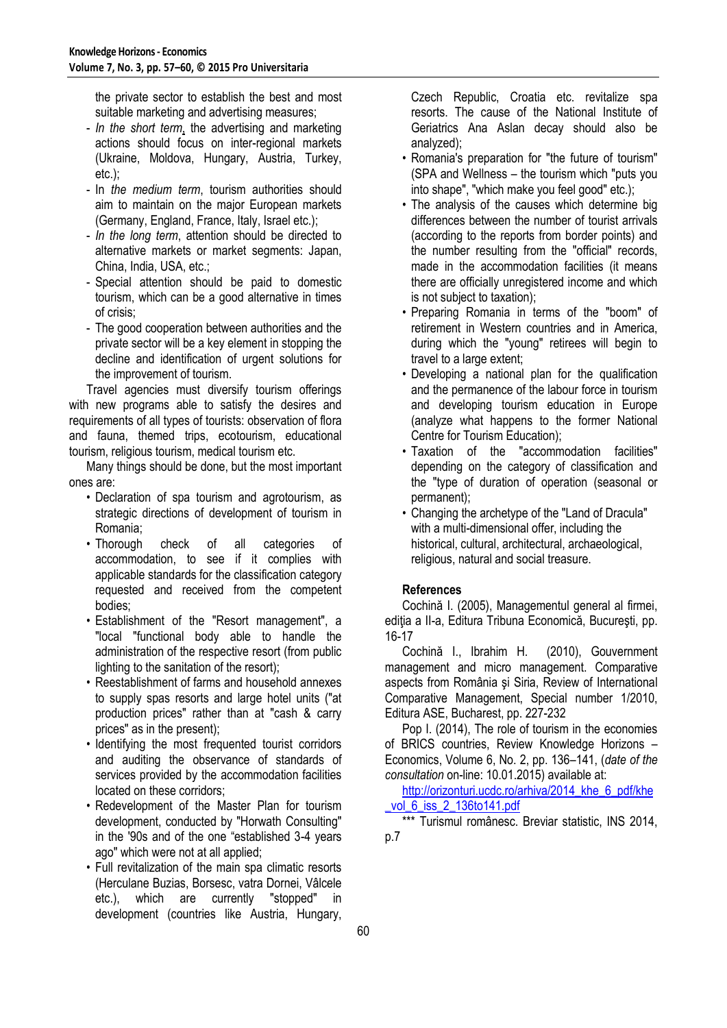the private sector to establish the best and most suitable marketing and advertising measures;

- *In the short term*, the advertising and marketing actions should focus on inter-regional markets (Ukraine, Moldova, Hungary, Austria, Turkey, etc.);
- In *the medium term*, tourism authorities should aim to maintain on the major European markets (Germany, England, France, Italy, Israel etc.);
- *In the long term*, attention should be directed to alternative markets or market segments: Japan, China, India, USA, etc.;
- Special attention should be paid to domestic tourism, which can be a good alternative in times of crisis;
- The good cooperation between authorities and the private sector will be a key element in stopping the decline and identification of urgent solutions for the improvement of tourism.

Travel agencies must diversify tourism offerings with new programs able to satisfy the desires and requirements of all types of tourists: observation of flora and fauna, themed trips, ecotourism, educational tourism, religious tourism, medical tourism etc.

Many things should be done, but the most important ones are:

- Declaration of spa tourism and agrotourism, as strategic directions of development of tourism in Romania;
- Thorough check of all categories of accommodation, to see if it complies with applicable standards for the classification category requested and received from the competent bodies;
- Establishment of the "Resort management", a "local "functional body able to handle the administration of the respective resort (from public lighting to the sanitation of the resort);
- Reestablishment of farms and household annexes to supply spas resorts and large hotel units ("at production prices" rather than at "cash & carry prices" as in the present);
- Identifying the most frequented tourist corridors and auditing the observance of standards of services provided by the accommodation facilities located on these corridors;
- Redevelopment of the Master Plan for tourism development, conducted by "Horwath Consulting" in the '90s and of the one "established 3-4 years ago" which were not at all applied;
- Full revitalization of the main spa climatic resorts (Herculane Buzias, Borsesc, vatra Dornei, Vâlcele etc.), which are currently "stopped" in development (countries like Austria, Hungary, Czech Republic, Croatia etc. revitalize spa resorts. The cause of the National Institute of Geriatrics Ana Aslan decay should also be analyzed);
- Romania's preparation for "the future of tourism" (SPA and Wellness – the tourism which "puts you into shape", "which make you feel good" etc.);
- The analysis of the causes which determine big differences between the number of tourist arrivals (according to the reports from border points) and the number resulting from the "official" records, made in the accommodation facilities (it means there are officially unregistered income and which is not subject to taxation);
- Preparing Romania in terms of the "boom" of retirement in Western countries and in America, during which the "young" retirees will begin to travel to a large extent;
- Developing a national plan for the qualification and the permanence of the labour force in tourism and developing tourism education in Europe (analyze what happens to the former National Centre for Tourism Education);
- Taxation of the "accommodation facilities" depending on the category of classification and the "type of duration of operation (seasonal or permanent);
- Changing the archetype of the "Land of Dracula" with a multi-dimensional offer, including the historical, cultural, architectural, archaeological, religious, natural and social treasure.

## References

Cochină I. (2005), Managementul general al firmei, ediţia a II-a, Editura Tribuna Economică, Bucureşti, pp. 16-17

Cochină I., Ibrahim H. (2010), Gouvernment management and micro management. Comparative aspects from România şi Siria, Review of International Comparative Management, Special number 1/2010, Editura ASE, Bucharest, pp. 227-232

Pop I. (2014), The role of tourism in the economies of BRICS countries, Review Knowledge Horizons – Economics, Volume 6, No. 2, pp. 136–141, (*date of the consultation* on-line: 10.01.2015) available at: http://orizonturi.ucdc.ro/arhiva/2014_khe_6_pdf/khe_vol_6_iss_2_136to141.pdf

*** Turismul românesc. Breviar statistic, INS 2014, p.7